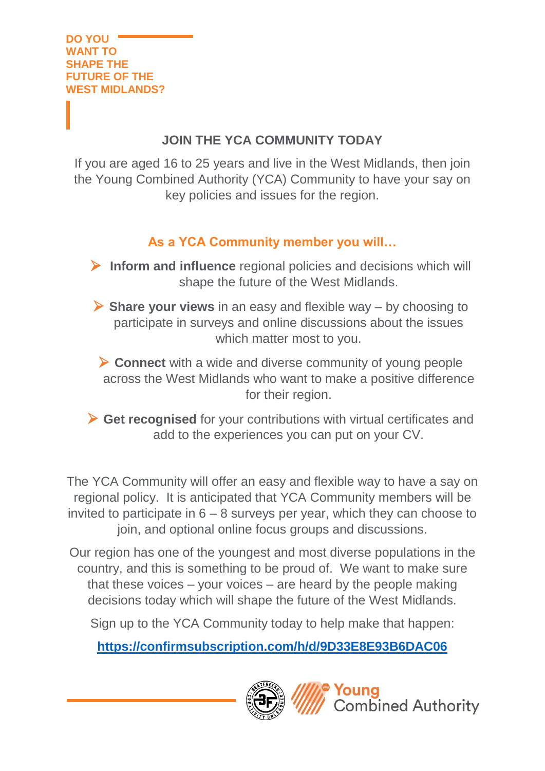**DO YOU WANT TO SHAPE THE FUTURE OF THE WEST MIDLANDS?**

## JOIN THE YCA COMMUNITY TODAY

If you are aged 16 to 25 years and live in the West Midlands, then join the Young Combined Authority (YCA) Community to have your say on key policies and issues for the region.

### As a YCA Community member you will…

- **Inform and influence** regional policies and decisions which will shape the future of the West Midlands.
- **Share your views** in an easy and flexible way – by choosing to participate in surveys and online discussions about the issues which matter most to you.
- **Connect** with a wide and diverse community of young people across the West Midlands who want to make a positive difference for their region.
- **Get recognised** for your contributions with virtual certificates and add to the experiences you can put on your CV.

The YCA Community will offer an easy and flexible way to have a say on regional policy. It is anticipated that YCA Community members will be invited to participate in 6 – 8 surveys per year, which they can choose to join, and optional online focus groups and discussions.

Our region has one of the youngest and most diverse populations in the country, and this is something to be proud of. We want to make sure that these voices – your voices – are heard by the people making decisions today which will shape the future of the West Midlands.

Sign up to the YCA Community today to help make that happen:

**https://confirmsubscription.com/h/d/9D33E8E93B6DAC06**

Young Combined Authority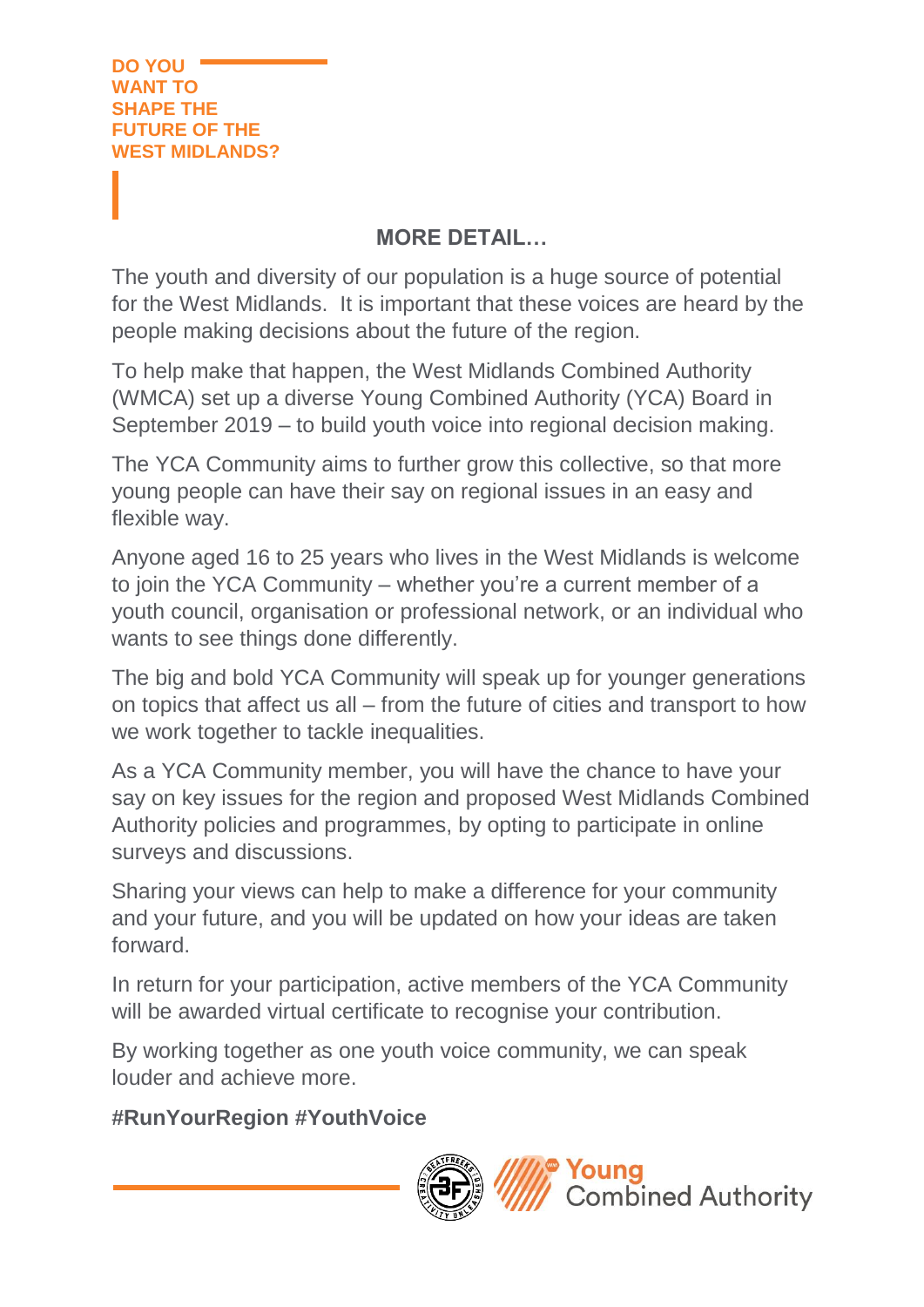**DO YOU WANT TO SHAPE THE FUTURE OF THE WEST MIDLANDS?**

## MORE DETAIL…

The youth and diversity of our population is a huge source of potential for the West Midlands. It is important that these voices are heard by the people making decisions about the future of the region.

To help make that happen, the West Midlands Combined Authority (WMCA) set up a diverse Young Combined Authority (YCA) Board in September 2019 – to build youth voice into regional decision making.

The YCA Community aims to further grow this collective, so that more young people can have their say on regional issues in an easy and flexible way.

Anyone aged 16 to 25 years who lives in the West Midlands is welcome to join the YCA Community – whether you're a current member of a youth council, organisation or professional network, or an individual who wants to see things done differently.

The big and bold YCA Community will speak up for younger generations on topics that affect us all – from the future of cities and transport to how we work together to tackle inequalities.

As a YCA Community member, you will have the chance to have your say on key issues for the region and proposed West Midlands Combined Authority policies and programmes, by opting to participate in online surveys and discussions.

Sharing your views can help to make a difference for your community and your future, and you will be updated on how your ideas are taken forward.

In return for your participation, active members of the YCA Community will be awarded virtual certificate to recognise your contribution.

By working together as one youth voice community, we can speak louder and achieve more.

**#RunYourRegion #YouthVoice**

Young Combined Authority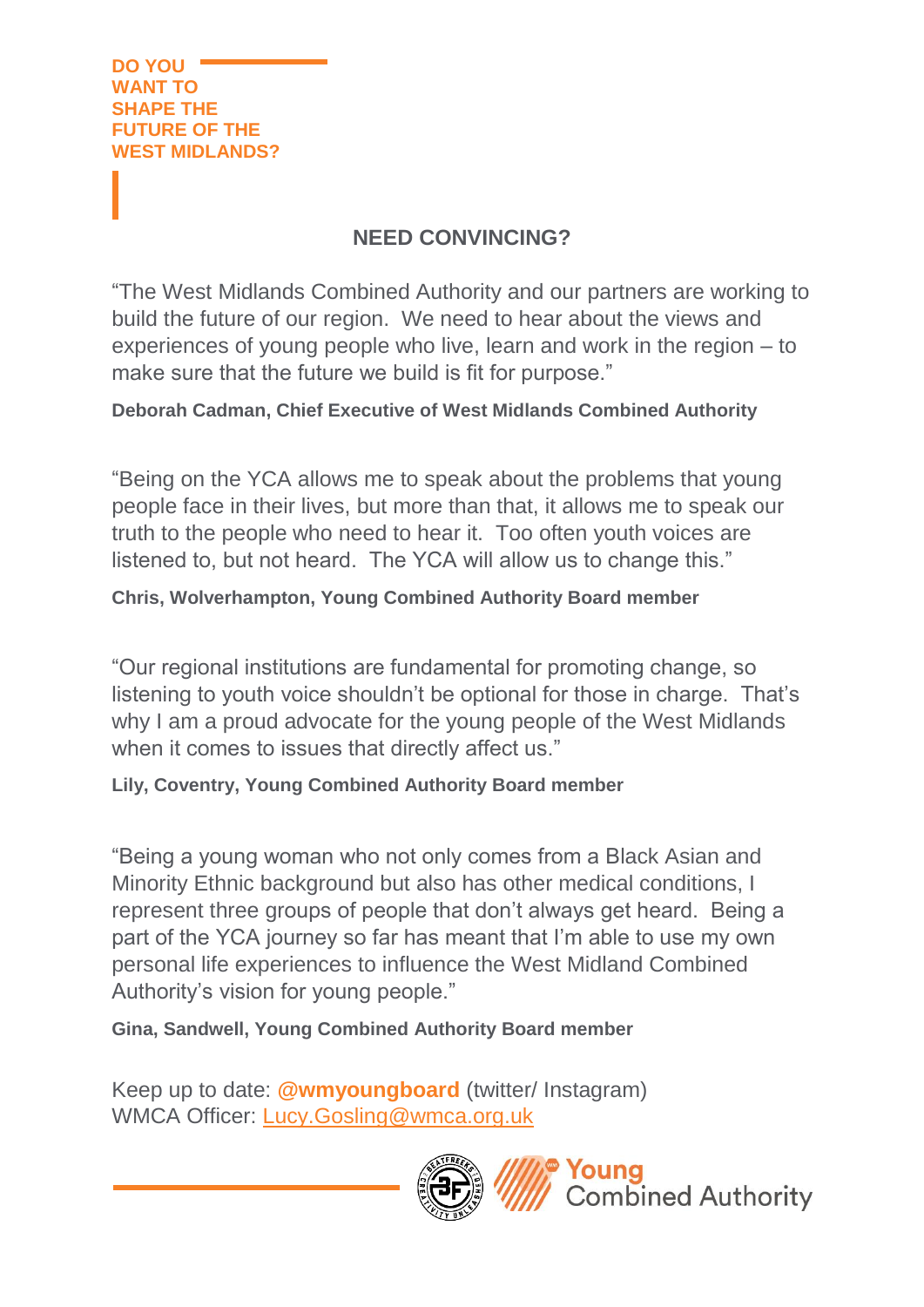**DO YOU WANT TO SHAPE THE FUTURE OF THE WEST MIDLANDS?**

## NEED CONVINCING?

"The West Midlands Combined Authority and our partners are working to build the future of our region. We need to hear about the views and experiences of young people who live, learn and work in the region – to make sure that the future we build is fit for purpose."

**Deborah Cadman, Chief Executive of West Midlands Combined Authority**

"Being on the YCA allows me to speak about the problems that young people face in their lives, but more than that, it allows me to speak our truth to the people who need to hear it. Too often youth voices are listened to, but not heard. The YCA will allow us to change this."

**Chris, Wolverhampton, Young Combined Authority Board member**

"Our regional institutions are fundamental for promoting change, so listening to youth voice shouldn't be optional for those in charge. That's why I am a proud advocate for the young people of the West Midlands when it comes to issues that directly affect us."

**Lily, Coventry, Young Combined Authority Board member**

"Being a young woman who not only comes from a Black Asian and Minority Ethnic background but also has other medical conditions, I represent three groups of people that don't always get heard. Being a part of the YCA journey so far has meant that I'm able to use my own personal life experiences to influence the West Midland Combined Authority's vision for young people."

**Gina, Sandwell, Young Combined Authority Board member**

Keep up to date: **@wmyoungboard** (twitter/ Instagram)
WMCA Officer: Lucy.Gosling@wmca.org.uk

Young Combined Authority